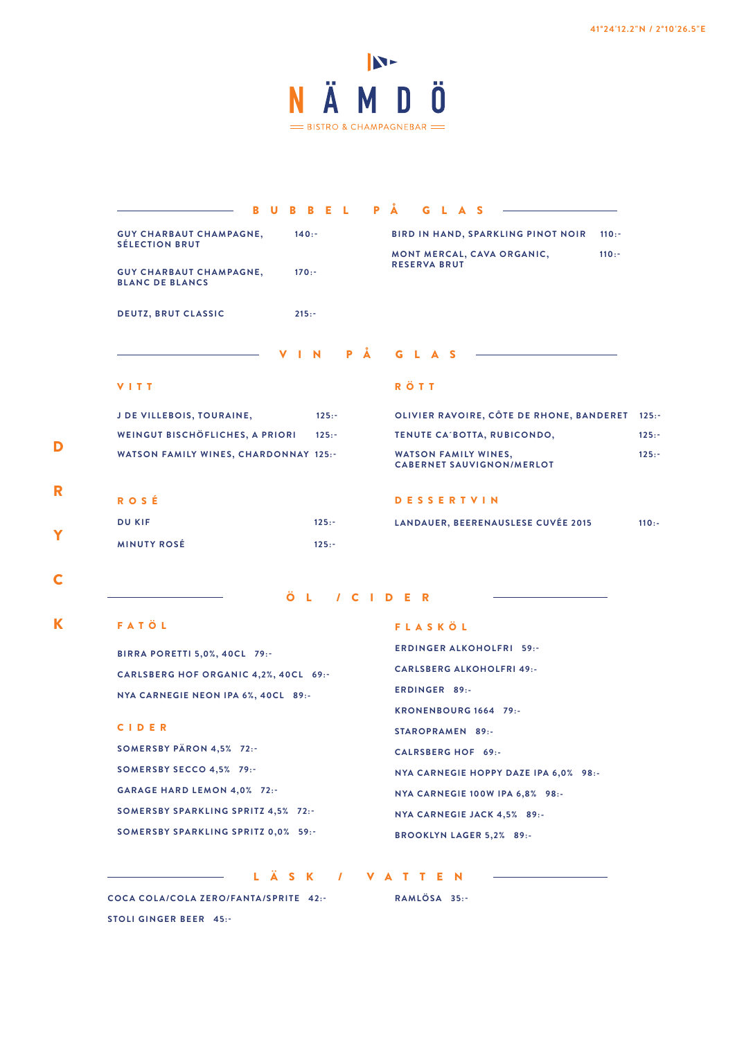41°24'12.2"N / 2°10'26.5"E

# NÄMDÖ

BISTRO & CHAMPAGNEBAR

DRYCK

## BUBBEL PÅ GLAS

GUY CHARBAUT CHAMPAGNE, SÉLECTION BRUT 140:-

GUY CHARBAUT CHAMPAGNE, BLANC DE BLANCS 170:-

DEUTZ, BRUT CLASSIC 215:-

BIRD IN HAND, SPARKLING PINOT NOIR 110:-

MONT MERCAL, CAVA ORGANIC, RESERVA BRUT 110:-

## VIN PÅ GLAS

### VITT

J DE VILLEBOIS, TOURAINE, 125:-

WEINGUT BISCHÖFLICHES, A PRIORI 125:-

WATSON FAMILY WINES, CHARDONNAY 125:-

### RÖTT

OLIVIER RAVOIRE, CÔTE DE RHONE, BANDERET 125:-

TENUTE CA´BOTTA, RUBICONDO, 125:-

WATSON FAMILY WINES, CABERNET SAUVIGNON/MERLOT 125:-

### ROSÉ

DU KIF 125:-

MINUTY ROSÉ 125:-

### DESSERTVIN

LANDAUER, BEERENAUSLESE CUVÉE 2015 110:-

## ÖL / CIDER

### FATÖL

BIRRA PORETTI 5,0%, 40CL 79:-

CARLSBERG HOF ORGANIC 4,2%, 40CL 69:-

NYA CARNEGIE NEON IPA 6%, 40CL 89:-

### CIDER

SOMERSBY PÄRON 4,5% 72:-

SOMERSBY SECCO 4,5% 79:-

GARAGE HARD LEMON 4,0% 72:-

SOMERSBY SPARKLING SPRITZ 4,5% 72:-

SOMERSBY SPARKLING SPRITZ 0,0% 59:-

### FLASKÖL

ERDINGER ALKOHOLFRI 59:-

CARLSBERG ALKOHOLFRI 49:-

ERDINGER 89:-

KRONENBOURG 1664 79:-

STAROPRAMEN 89:-

CALRSBERG HOF 69:-

NYA CARNEGIE HOPPY DAZE IPA 6,0% 98:-

NYA CARNEGIE 100W IPA 6,8% 98:-

NYA CARNEGIE JACK 4,5% 89:-

BROOKLYN LAGER 5,2% 89:-

## LÄSK / VATTEN

COCA COLA/COLA ZERO/FANTA/SPRITE 42:-

STOLI GINGER BEER 45:-

RAMLÖSA 35:-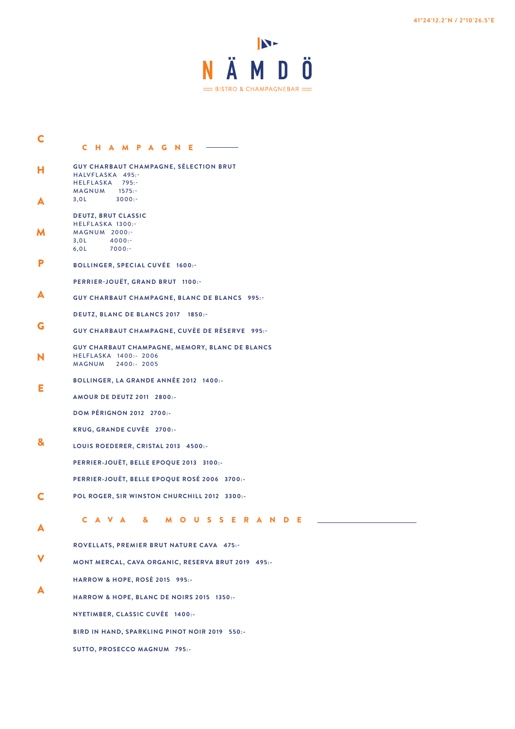# NÄMDÖ

BISTRO & CHAMPAGNEBAR

41°24'12.2"N / 2°10'26.5"E

## CHAMPAGNE

**GUY CHARBAUT CHAMPAGNE, SÉLECTION BRUT**
HALVFLASKA 495:-
HELFLASKA 795:-
MAGNUM 1575:-
3,0L 3000:-

**DEUTZ, BRUT CLASSIC**
HELFLASKA 1300:-
MAGNUM 2000:-
3,0L 4000:-
6,0L 7000:-

**BOLLINGER, SPECIAL CUVÉE 1600:-**

**PERRIER-JOUËT, GRAND BRUT 1100:-**

**GUY CHARBAUT CHAMPAGNE, BLANC DE BLANCS 995:-**

**DEUTZ, BLANC DE BLANCS 2017 1850:-**

**GUY CHARBAUT CHAMPAGNE, CUVÉE DE RÉSERVE 995:-**

**GUY CHARBAUT CHAMPAGNE, MEMORY, BLANC DE BLANCS**
HELFLASKA 1400:- 2006
MAGNUM 2400:- 2005

**BOLLINGER, LA GRANDE ANNÉE 2012 1400:-**

**AMOUR DE DEUTZ 2011 2800:-**

**DOM PÉRIGNON 2012 2700:-**

**KRUG, GRANDE CUVÉE 2700:-**

**LOUIS ROEDERER, CRISTAL 2013 4500:-**

**PERRIER-JOUËT, BELLE EPOQUE 2013 3100:-**

**PERRIER-JOUËT, BELLE EPOQUE ROSÉ 2006 3700:-**

**POL ROGER, SIR WINSTON CHURCHILL 2012 3300:-**

## CAVA & MOUSSERANDE

**ROVELLATS, PREMIER BRUT NATURE CAVA 475:-**

**MONT MERCAL, CAVA ORGANIC, RESERVA BRUT 2019 495:-**

**HARROW & HOPE, ROSÉ 2015 995:-**

**HARROW & HOPE, BLANC DE NOIRS 2015 1350:-**

**NYETIMBER, CLASSIC CUVÉE 1400:-**

**BIRD IN HAND, SPARKLING PINOT NOIR 2019 550:-**

**SUTTO, PROSECCO MAGNUM 795:-**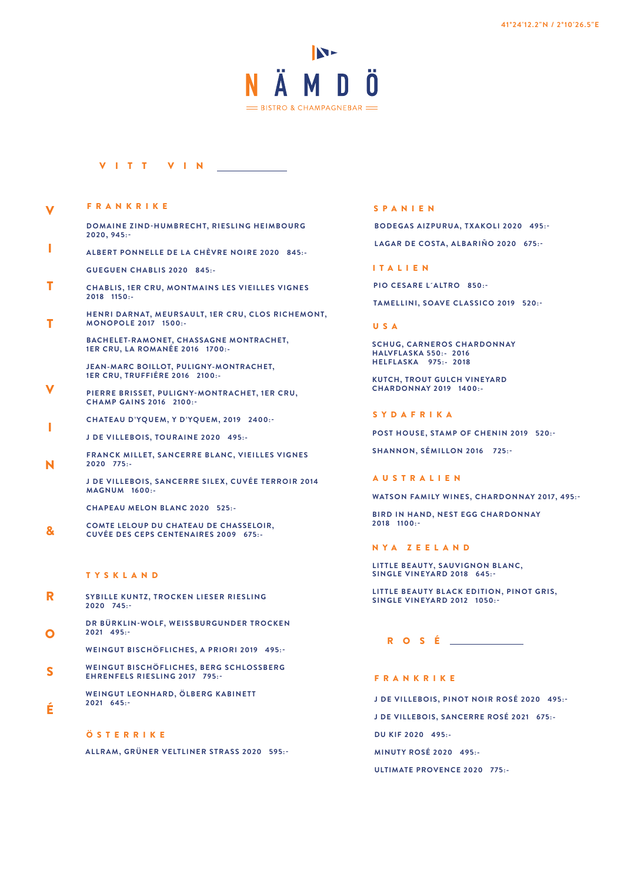# NÄMDÖ

BISTRO & CHAMPAGNEBAR

41°24'12.2"N / 2°10'26.5"E

## VITT VIN

### FRANKRIKE

DOMAINE ZIND-HUMBRECHT, RIESLING HEIMBOURG 2020, 945:-

ALBERT PONNELLE DE LA CHÈVRE NOIRE 2020 845:-

GUEGUEN CHABLIS 2020 845:-

CHABLIS, 1ER CRU, MONTMAINS LES VIEILLES VIGNES 2018 1150:-

HENRI DARNAT, MEURSAULT, 1ER CRU, CLOS RICHEMONT, MONOPOLE 2017 1500:-

BACHELET-RAMONET, CHASSAGNE MONTRACHET, 1ER CRU, LA ROMANÉE 2016 1700:-

JEAN-MARC BOILLOT, PULIGNY-MONTRACHET, 1ER CRU, TRUFFIÈRE 2016 2100:-

PIERRE BRISSET, PULIGNY-MONTRACHET, 1ER CRU, CHAMP GAINS 2016 2100:-

CHATEAU D'YQUEM, Y D'YQUEM, 2019 2400:-

J DE VILLEBOIS, TOURAINE 2020 495:-

FRANCK MILLET, SANCERRE BLANC, VIEILLES VIGNES 2020 775:-

J DE VILLEBOIS, SANCERRE SILEX, CUVÉE TERROIR 2014 MAGNUM 1600:-

CHAPEAU MELON BLANC 2020 525:-

COMTE LELOUP DU CHATEAU DE CHASSELOIR, CUVÉE DES CEPS CENTENAIRES 2009 675:-

### TYSKLAND

SYBILLE KUNTZ, TROCKEN LIESER RIESLING 2020 745:-

DR BÜRKLIN-WOLF, WEISSBURGUNDER TROCKEN 2021 495:-

WEINGUT BISCHÖFLICHES, A PRIORI 2019 495:-

WEINGUT BISCHÖFLICHES, BERG SCHLOSSBERG EHRENFELS RIESLING 2017 795:-

WEINGUT LEONHARD, ÖLBERG KABINETT 2021 645:-

### ÖSTERRIKE

ALLRAM, GRÜNER VELTLINER STRASS 2020 595:-

### SPANIEN

BODEGAS AIZPURUA, TXAKOLI 2020 495:-

LAGAR DE COSTA, ALBARIÑO 2020 675:-

### ITALIEN

PIO CESARE L´ALTRO 850:-

TAMELLINI, SOAVE CLASSICO 2019 520:-

### USA

SCHUG, CARNEROS CHARDONNAY
HALVFLASKA 550:- 2016
HELFLASKA 975:- 2018

KUTCH, TROUT GULCH VINEYARD CHARDONNAY 2019 1400:-

### SYDAFRIKA

POST HOUSE, STAMP OF CHENIN 2019 520:-

SHANNON, SÉMILLON 2016 725:-

### AUSTRALIEN

WATSON FAMILY WINES, CHARDONNAY 2017, 495:-

BIRD IN HAND, NEST EGG CHARDONNAY 2018 1100:-

### NYA ZEELAND

LITTLE BEAUTY, SAUVIGNON BLANC, SINGLE VINEYARD 2018 645:-

LITTLE BEAUTY BLACK EDITION, PINOT GRIS, SINGLE VINEYARD 2012 1050:-

## ROSÉ

### FRANKRIKE

J DE VILLEBOIS, PINOT NOIR ROSÉ 2020 495:-

J DE VILLEBOIS, SANCERRE ROSÉ 2021 675:-

DU KIF 2020 495:-

MINUTY ROSÉ 2020 495:-

ULTIMATE PROVENCE 2020 775:-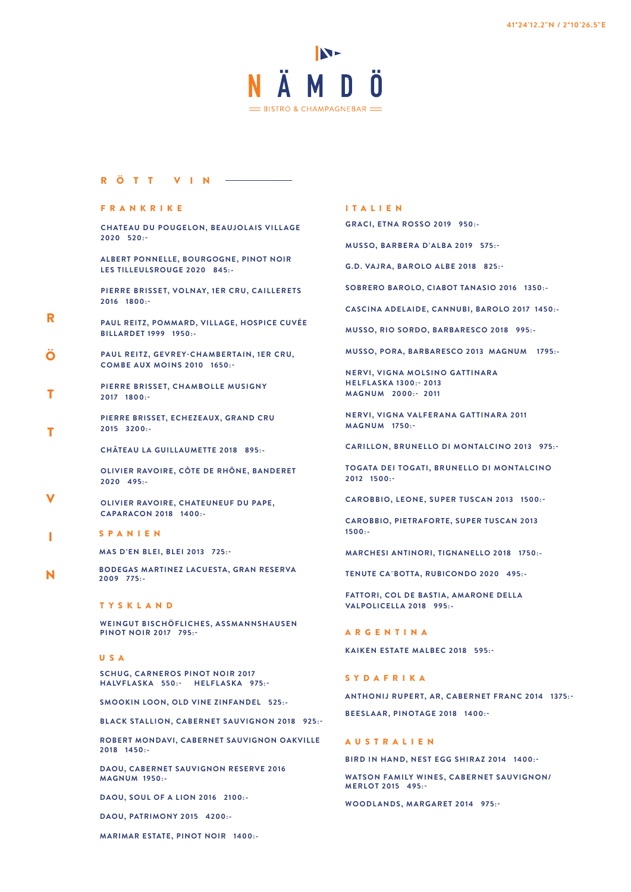41°24'12.2"N / 2°10'26.5"E

# NÄMDÖ

BISTRO & CHAMPAGNEBAR

## RÖTT VIN

### FRANKRIKE

CHATEAU DU POUGELON, BEAUJOLAIS VILLAGE 2020 520:-

ALBERT PONNELLE, BOURGOGNE, PINOT NOIR LES TILLEULSROUGE 2020 845:-

PIERRE BRISSET, VOLNAY, 1ER CRU, CAILLERETS 2016 1800:-

PAUL REITZ, POMMARD, VILLAGE, HOSPICE CUVÉE BILLARDET 1999 1950:-

PAUL REITZ, GEVREY-CHAMBERTAIN, 1ER CRU, COMBE AUX MOINS 2010 1650:-

PIERRE BRISSET, CHAMBOLLE MUSIGNY 2017 1800:-

PIERRE BRISSET, ECHEZEAUX, GRAND CRU 2015 3200:-

CHÂTEAU LA GUILLAUMETTE 2018 895:-

OLIVIER RAVOIRE, CÔTE DE RHÔNE, BANDERET 2020 495:-

OLIVIER RAVOIRE, CHATEUNEUF DU PAPE, CAPARACON 2018 1400:-

### SPANIEN

MAS D'EN BLEI, BLEI 2013 725:-

BODEGAS MARTINEZ LACUESTA, GRAN RESERVA 2009 775:-

### TYSKLAND

WEINGUT BISCHÖFLICHES, ASSMANNSHAUSEN PINOT NOIR 2017 795:-

### USA

SCHUG, CARNEROS PINOT NOIR 2017
HALVFLASKA 550:- HELFLASKA 975:-

SMOOKIN LOON, OLD VINE ZINFANDEL 525:-

BLACK STALLION, CABERNET SAUVIGNON 2018 925:-

ROBERT MONDAVI, CABERNET SAUVIGNON OAKVILLE 2018 1450:-

DAOU, CABERNET SAUVIGNON RESERVE 2016 MAGNUM 1950:-

DAOU, SOUL OF A LION 2016 2100:-

DAOU, PATRIMONY 2015 4200:-

MARIMAR ESTATE, PINOT NOIR 1400:-

### ITALIEN

GRACI, ETNA ROSSO 2019 950:-

MUSSO, BARBERA D'ALBA 2019 575:-

G.D. VAJRA, BAROLO ALBE 2018 825:-

SOBRERO BAROLO, CIABOT TANASIO 2016 1350:-

CASCINA ADELAIDE, CANNUBI, BAROLO 2017 1450:-

MUSSO, RIO SORDO, BARBARESCO 2018 995:-

MUSSO, PORA, BARBARESCO 2013 MAGNUM 1795:-

NERVI, VIGNA MOLSINO GATTINARA
HELFLASKA 1300:- 2013
MAGNUM 2000:- 2011

NERVI, VIGNA VALFERANA GATTINARA 2011 MAGNUM 1750:-

CARILLON, BRUNELLO DI MONTALCINO 2013 975:-

TOGATA DEI TOGATI, BRUNELLO DI MONTALCINO 2012 1500:-

CAROBBIO, LEONE, SUPER TUSCAN 2013 1500:-

CAROBBIO, PIETRAFORTE, SUPER TUSCAN 2013 1500:-

MARCHESI ANTINORI, TIGNANELLO 2018 1750:-

TENUTE CA´BOTTA, RUBICONDO 2020 495:-

FATTORI, COL DE BASTIA, AMARONE DELLA VALPOLICELLA 2018 995:-

### ARGENTINA

KAIKEN ESTATE MALBEC 2018 595:-

### SYDAFRIKA

ANTHONIJ RUPERT, AR, CABERNET FRANC 2014 1375:-

BEESLAAR, PINOTAGE 2018 1400:-

### AUSTRALIEN

BIRD IN HAND, NEST EGG SHIRAZ 2014 1400:-

WATSON FAMILY WINES, CABERNET SAUVIGNON/ MERLOT 2015 495:-

WOODLANDS, MARGARET 2014 975:-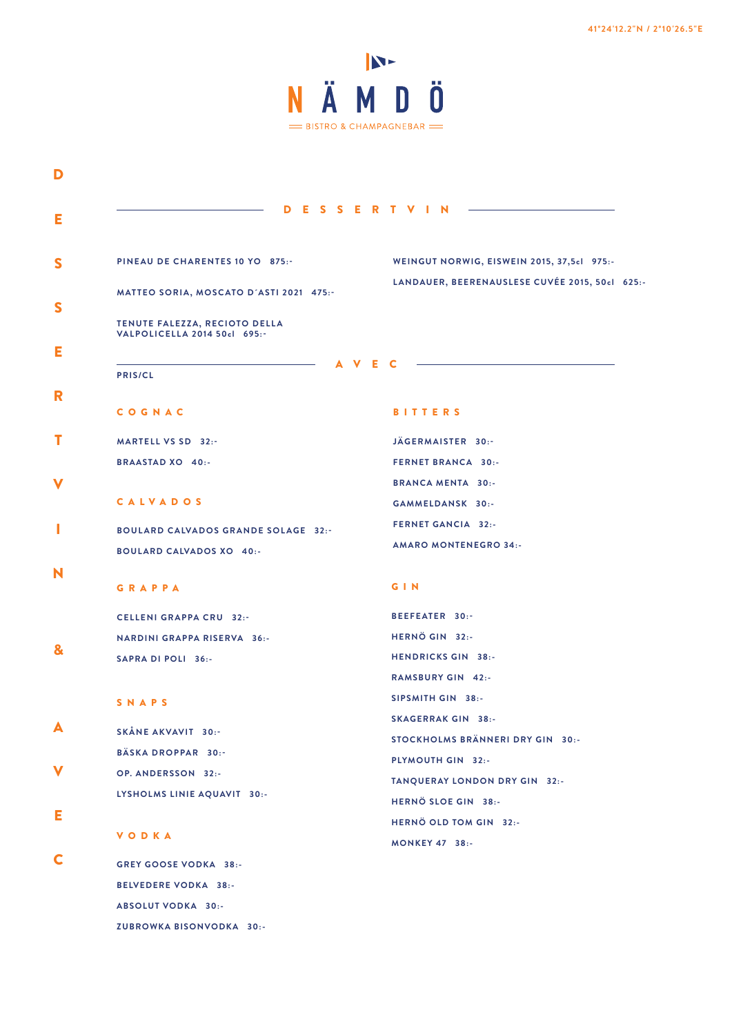41°24'12.2"N / 2°10'26.5"E

# NÄMDÖ

BISTRO & CHAMPAGNEBAR

DESSERTVIN & AVEC

## DESSERTVIN

PINEAU DE CHARENTES 10 YO 875:-

MATTEO SORIA, MOSCATO D´ASTI 2021 475:-

TENUTE FALEZZA, RECIOTO DELLA VALPOLICELLA 2014 50cl 695:-

WEINGUT NORWIG, EISWEIN 2015, 37,5cl 975:-

LANDAUER, BEERENAUSLESE CUVÉE 2015, 50cl 625:-

## AVEC

PRIS/CL

### COGNAC

MARTELL VS SD 32:-

BRAASTAD XO 40:-

### CALVADOS

BOULARD CALVADOS GRANDE SOLAGE 32:-

BOULARD CALVADOS XO 40:-

### GRAPPA

CELLENI GRAPPA CRU 32:-

NARDINI GRAPPA RISERVA 36:-

SAPRA DI POLI 36:-

### SNAPS

SKÅNE AKVAVIT 30:-

BÄSKA DROPPAR 30:-

OP. ANDERSSON 32:-

LYSHOLMS LINIE AQUAVIT 30:-

### VODKA

GREY GOOSE VODKA 38:-

BELVEDERE VODKA 38:-

ABSOLUT VODKA 30:-

ZUBROWKA BISONVODKA 30:-

### BITTERS

JÄGERMAISTER 30:-

FERNET BRANCA 30:-

BRANCA MENTA 30:-

GAMMELDANSK 30:-

FERNET GANCIA 32:-

AMARO MONTENEGRO 34:-

### GIN

BEEFEATER 30:-

HERNÖ GIN 32:-

HENDRICKS GIN 38:-

RAMSBURY GIN 42:-

SIPSMITH GIN 38:-

SKAGERRAK GIN 38:-

STOCKHOLMS BRÄNNERI DRY GIN 30:-

PLYMOUTH GIN 32:-

TANQUERAY LONDON DRY GIN 32:-

HERNÖ SLOE GIN 38:-

HERNÖ OLD TOM GIN 32:-

MONKEY 47 38:-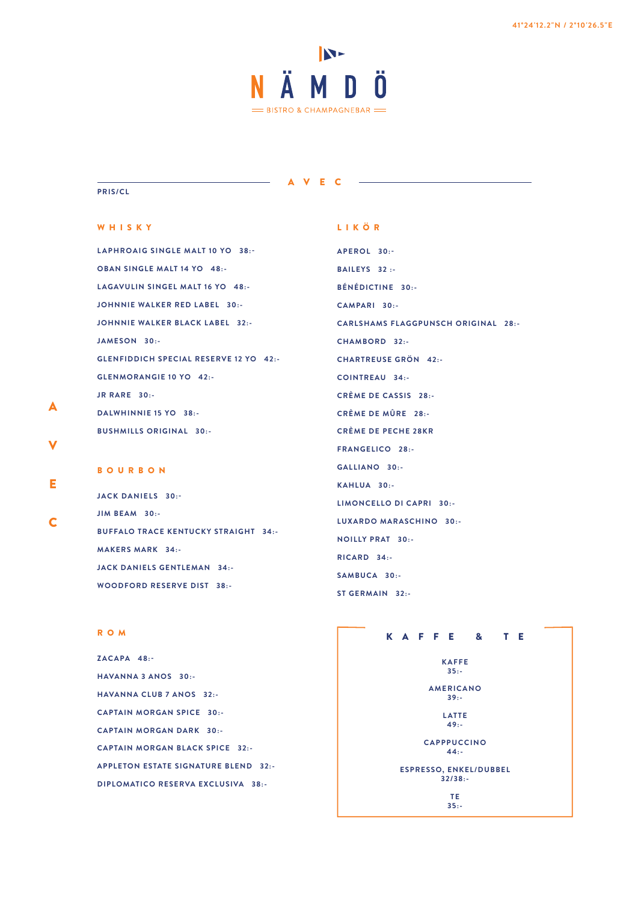41°24'12.2"N / 2°10'26.5"E

# NÄMDÖ

BISTRO & CHAMPAGNEBAR

## AVEC

PRIS/CL

### WHISKY

LAPHROAIG SINGLE MALT 10 YO 38:-

OBAN SINGLE MALT 14 YO 48:-

LAGAVULIN SINGEL MALT 16 YO 48:-

JOHNNIE WALKER RED LABEL 30:-

JOHNNIE WALKER BLACK LABEL 32:-

JAMESON 30:-

GLENFIDDICH SPECIAL RESERVE 12 YO 42:-

GLENMORANGIE 10 YO 42:-

JR RARE 30:-

DALWHINNIE 15 YO 38:-

BUSHMILLS ORIGINAL 30:-

### BOURBON

JACK DANIELS 30:-

JIM BEAM 30:-

BUFFALO TRACE KENTUCKY STRAIGHT 34:-

MAKERS MARK 34:-

JACK DANIELS GENTLEMAN 34:-

WOODFORD RESERVE DIST 38:-

### ROM

ZACAPA 48:-

HAVANNA 3 ANOS 30:-

HAVANNA CLUB 7 ANOS 32:-

CAPTAIN MORGAN SPICE 30:-

CAPTAIN MORGAN DARK 30:-

CAPTAIN MORGAN BLACK SPICE 32:-

APPLETON ESTATE SIGNATURE BLEND 32:-

DIPLOMATICO RESERVA EXCLUSIVA 38:-

### LIKÖR

APEROL 30:-

BAILEYS 32 :-

BÉNÉDICTINE 30:-

CAMPARI 30:-

CARLSHAMS FLAGGPUNSCH ORIGINAL 28:-

CHAMBORD 32:-

CHARTREUSE GRÖN 42:-

COINTREAU 34:-

CRÈME DE CASSIS 28:-

CRÈME DE MÛRE 28:-

CRÈME DE PECHE 28KR

FRANGELICO 28:-

GALLIANO 30:-

KAHLUA 30:-

LIMONCELLO DI CAPRI 30:-

LUXARDO MARASCHINO 30:-

NOILLY PRAT 30:-

RICARD 34:-

SAMBUCA 30:-

ST GERMAIN 32:-

### KAFFE & TE

KAFFE
35:-

AMERICANO
39:-

LATTE
49:-

CAPPPUCCINO
44:-

ESPRESSO, ENKEL/DUBBEL
32/38:-

TE
35:-